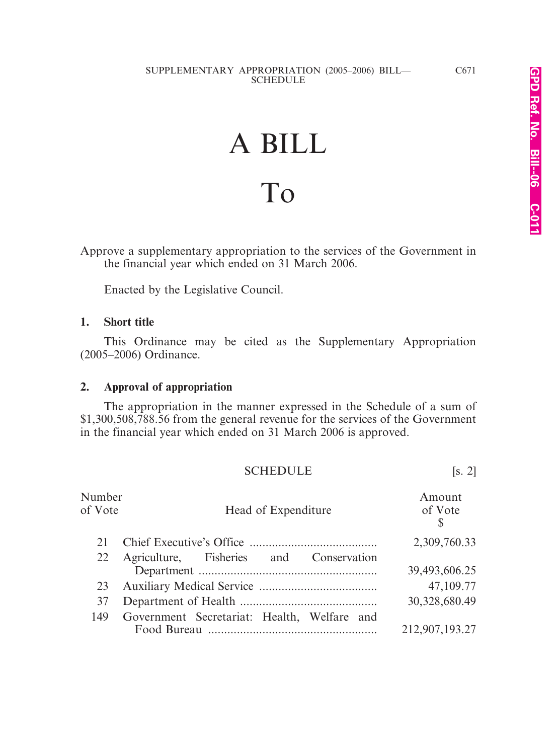# A BILL

# To

Approve a supplementary appropriation to the services of the Government in the financial year which ended on 31 March 2006.

Enacted by the Legislative Council.

**1. Short title**

This Ordinance may be cited as the Supplementary Appropriation (2005–2006) Ordinance.

**2. Approval of appropriation**

The appropriation in the manner expressed in the Schedule of a sum of $1,300,508,788.56 from the general revenue for the services of the Government in the financial year which ended on 31 March 2006 is approved.

SCHEDULE [s. 2]

| Number of Vote | Head of Expenditure | Amount of Vote $ |
|---|---|---|
| 21 | Chief Executive's Office | 2,309,760.33 |
| 22 | Agriculture, Fisheries and Conservation Department | 39,493,606.25 |
| 23 | Auxiliary Medical Service | 47,109.77 |
| 37 | Department of Health | 30,328,680.49 |
| 149 | Government Secretariat: Health, Welfare and Food Bureau | 212,907,193.27 |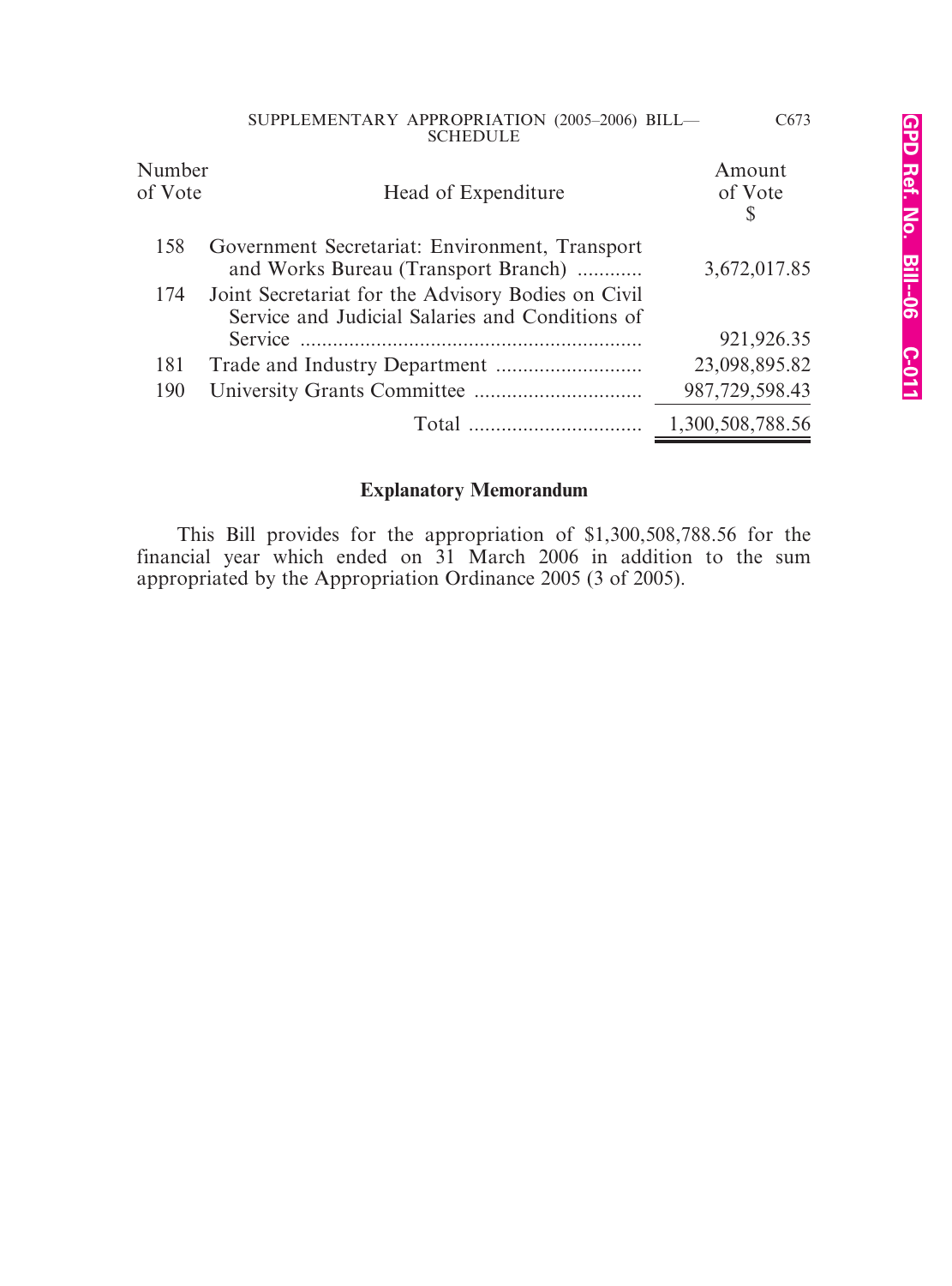| Number of Vote | Head of Expenditure | Amount of Vote $ |
|---|---|---|
| 158 | Government Secretariat: Environment, Transport and Works Bureau (Transport Branch) ............ | 3,672,017.85 |
| 174 | Joint Secretariat for the Advisory Bodies on Civil Service and Judicial Salaries and Conditions of Service .............................................................. | 921,926.35 |
| 181 | Trade and Industry Department ........................... | 23,098,895.82 |
| 190 | University Grants Committee ............................... | 987,729,598.43 |
| | Total ................................ | 1,300,508,788.56 |

## Explanatory Memorandum

This Bill provides for the appropriation of $1,300,508,788.56 for the financial year which ended on 31 March 2006 in addition to the sum appropriated by the Appropriation Ordinance 2005 (3 of 2005).